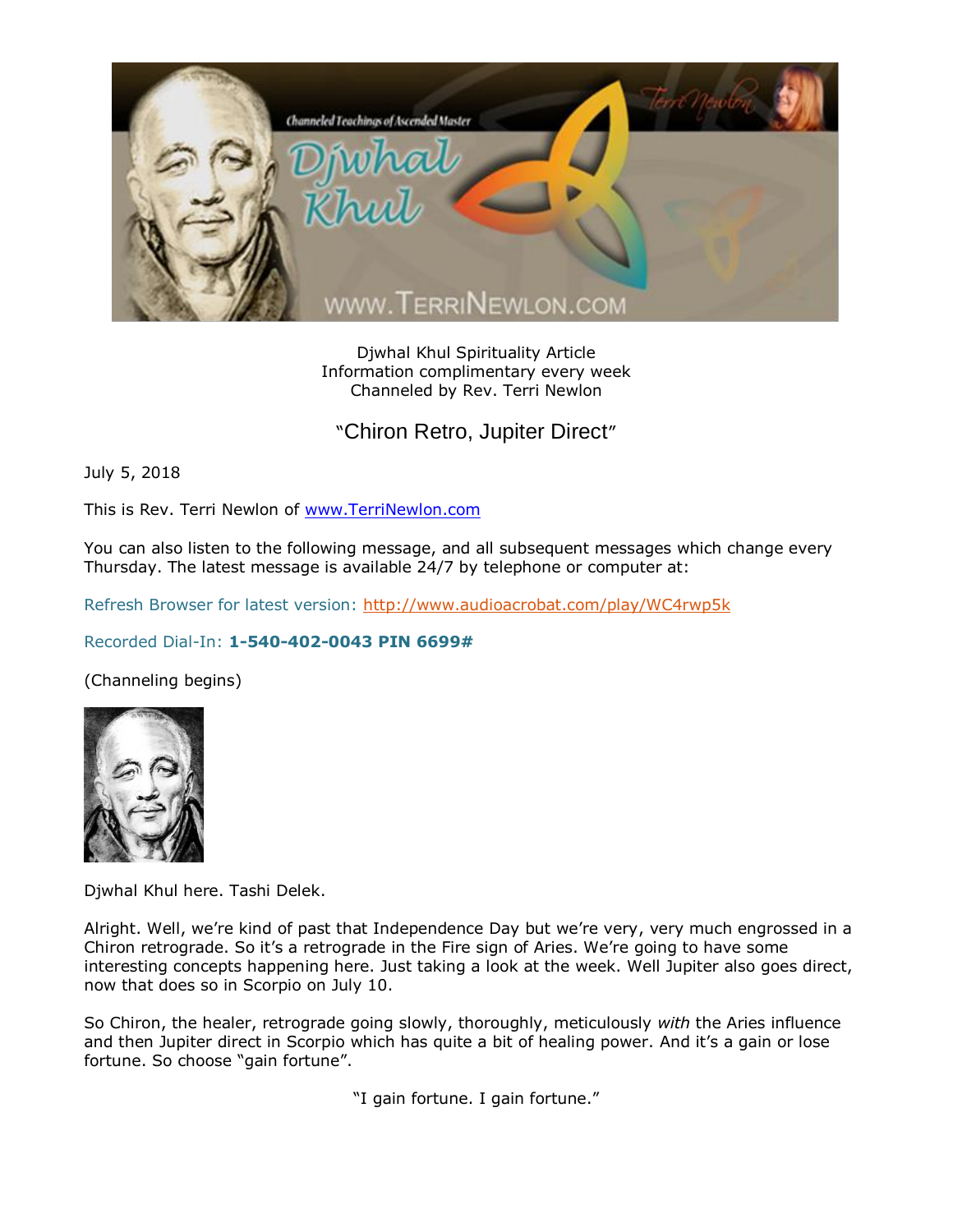Djwhal Khul Spirituality Article
Information complimentary every week
Channeled by Rev. Terri Newlon

## "Chiron Retro, Jupiter Direct"

July 5, 2018

This is Rev. Terri Newlon of [www.TerriNewlon.com](http://www.TerriNewlon.com)

You can also listen to the following message, and all subsequent messages which change every Thursday. The latest message is available 24/7 by telephone or computer at:

Refresh Browser for latest version: [http://www.audioacrobat.com/play/WC4rwp5k](http://www.audioacrobat.com/play/WC4rwp5k)

Recorded Dial-In: **1-540-402-0043 PIN 6699#**

(Channeling begins)

Djwhal Khul here. Tashi Delek.

Alright. Well, we're kind of past that Independence Day but we're very, very much engrossed in a Chiron retrograde. So it's a retrograde in the Fire sign of Aries. We're going to have some interesting concepts happening here. Just taking a look at the week. Well Jupiter also goes direct, now that does so in Scorpio on July 10.

So Chiron, the healer, retrograde going slowly, thoroughly, meticulously *with* the Aries influence and then Jupiter direct in Scorpio which has quite a bit of healing power. And it's a gain or lose fortune. So choose "gain fortune".

"I gain fortune. I gain fortune."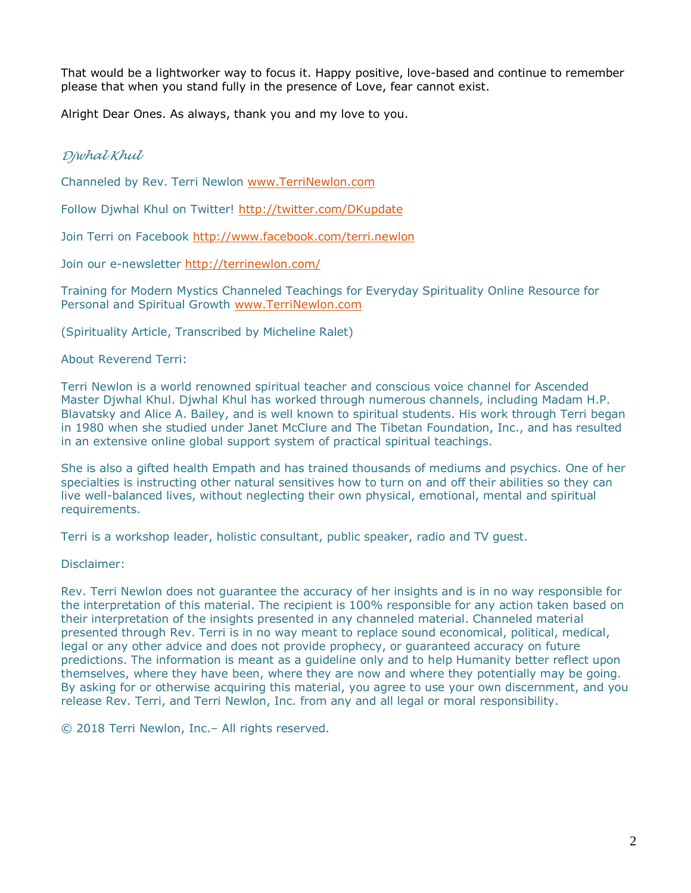That would be a lightworker way to focus it. Happy positive, love-based and continue to remember please that when you stand fully in the presence of Love, fear cannot exist.

Alright Dear Ones. As always, thank you and my love to you.

*Djwhal Khul*

Channeled by Rev. Terri Newlon www.TerriNewlon.com

Follow Djwhal Khul on Twitter! http://twitter.com/DKupdate

Join Terri on Facebook http://www.facebook.com/terri.newlon

Join our e-newsletter http://terrinewlon.com/

Training for Modern Mystics Channeled Teachings for Everyday Spirituality Online Resource for Personal and Spiritual Growth www.TerriNewlon.com

(Spirituality Article, Transcribed by Micheline Ralet)

About Reverend Terri:

Terri Newlon is a world renowned spiritual teacher and conscious voice channel for Ascended Master Djwhal Khul. Djwhal Khul has worked through numerous channels, including Madam H.P. Blavatsky and Alice A. Bailey, and is well known to spiritual students. His work through Terri began in 1980 when she studied under Janet McClure and The Tibetan Foundation, Inc., and has resulted in an extensive online global support system of practical spiritual teachings.

She is also a gifted health Empath and has trained thousands of mediums and psychics. One of her specialties is instructing other natural sensitives how to turn on and off their abilities so they can live well-balanced lives, without neglecting their own physical, emotional, mental and spiritual requirements.

Terri is a workshop leader, holistic consultant, public speaker, radio and TV guest.

Disclaimer:

Rev. Terri Newlon does not guarantee the accuracy of her insights and is in no way responsible for the interpretation of this material. The recipient is 100% responsible for any action taken based on their interpretation of the insights presented in any channeled material. Channeled material presented through Rev. Terri is in no way meant to replace sound economical, political, medical, legal or any other advice and does not provide prophecy, or guaranteed accuracy on future predictions. The information is meant as a guideline only and to help Humanity better reflect upon themselves, where they have been, where they are now and where they potentially may be going. By asking for or otherwise acquiring this material, you agree to use your own discernment, and you release Rev. Terri, and Terri Newlon, Inc. from any and all legal or moral responsibility.

© 2018 Terri Newlon, Inc.– All rights reserved.